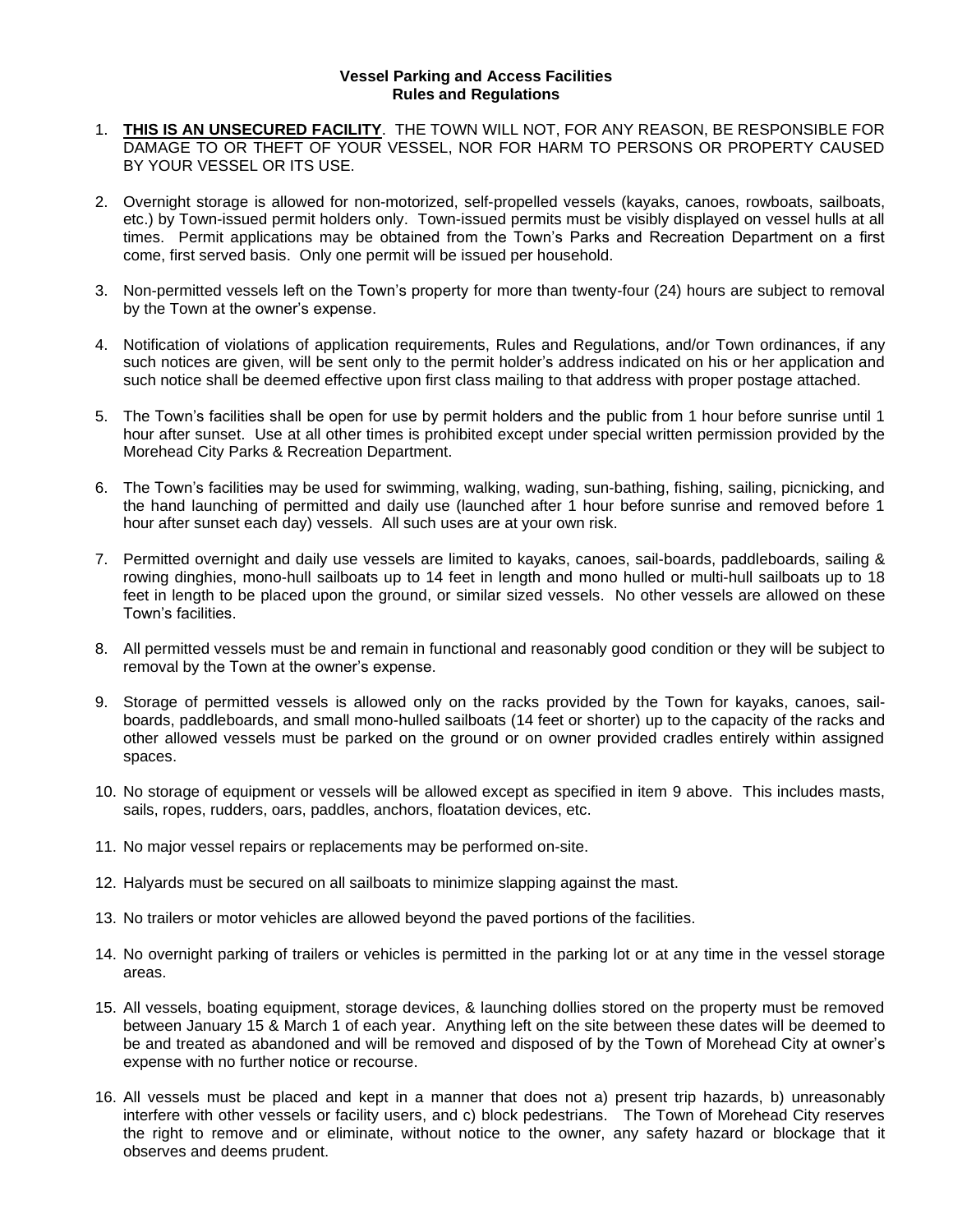**Vessel Parking and Access Facilities**
**Rules and Regulations**

1. **<u>THIS IS AN UNSECURED FACILITY</u>**. THE TOWN WILL NOT, FOR ANY REASON, BE RESPONSIBLE FOR DAMAGE TO OR THEFT OF YOUR VESSEL, NOR FOR HARM TO PERSONS OR PROPERTY CAUSED BY YOUR VESSEL OR ITS USE.

2. Overnight storage is allowed for non-motorized, self-propelled vessels (kayaks, canoes, rowboats, sailboats, etc.) by Town-issued permit holders only. Town-issued permits must be visibly displayed on vessel hulls at all times. Permit applications may be obtained from the Town's Parks and Recreation Department on a first come, first served basis. Only one permit will be issued per household.

3. Non-permitted vessels left on the Town's property for more than twenty-four (24) hours are subject to removal by the Town at the owner's expense.

4. Notification of violations of application requirements, Rules and Regulations, and/or Town ordinances, if any such notices are given, will be sent only to the permit holder's address indicated on his or her application and such notice shall be deemed effective upon first class mailing to that address with proper postage attached.

5. The Town's facilities shall be open for use by permit holders and the public from 1 hour before sunrise until 1 hour after sunset. Use at all other times is prohibited except under special written permission provided by the Morehead City Parks & Recreation Department.

6. The Town's facilities may be used for swimming, walking, wading, sun-bathing, fishing, sailing, picnicking, and the hand launching of permitted and daily use (launched after 1 hour before sunrise and removed before 1 hour after sunset each day) vessels. All such uses are at your own risk.

7. Permitted overnight and daily use vessels are limited to kayaks, canoes, sail-boards, paddleboards, sailing & rowing dinghies, mono-hull sailboats up to 14 feet in length and mono hulled or multi-hull sailboats up to 18 feet in length to be placed upon the ground, or similar sized vessels. No other vessels are allowed on these Town's facilities.

8. All permitted vessels must be and remain in functional and reasonably good condition or they will be subject to removal by the Town at the owner's expense.

9. Storage of permitted vessels is allowed only on the racks provided by the Town for kayaks, canoes, sail-boards, paddleboards, and small mono-hulled sailboats (14 feet or shorter) up to the capacity of the racks and other allowed vessels must be parked on the ground or on owner provided cradles entirely within assigned spaces.

10. No storage of equipment or vessels will be allowed except as specified in item 9 above. This includes masts, sails, ropes, rudders, oars, paddles, anchors, floatation devices, etc.

11. No major vessel repairs or replacements may be performed on-site.

12. Halyards must be secured on all sailboats to minimize slapping against the mast.

13. No trailers or motor vehicles are allowed beyond the paved portions of the facilities.

14. No overnight parking of trailers or vehicles is permitted in the parking lot or at any time in the vessel storage areas.

15. All vessels, boating equipment, storage devices, & launching dollies stored on the property must be removed between January 15 & March 1 of each year. Anything left on the site between these dates will be deemed to be and treated as abandoned and will be removed and disposed of by the Town of Morehead City at owner's expense with no further notice or recourse.

16. All vessels must be placed and kept in a manner that does not a) present trip hazards, b) unreasonably interfere with other vessels or facility users, and c) block pedestrians. The Town of Morehead City reserves the right to remove and or eliminate, without notice to the owner, any safety hazard or blockage that it observes and deems prudent.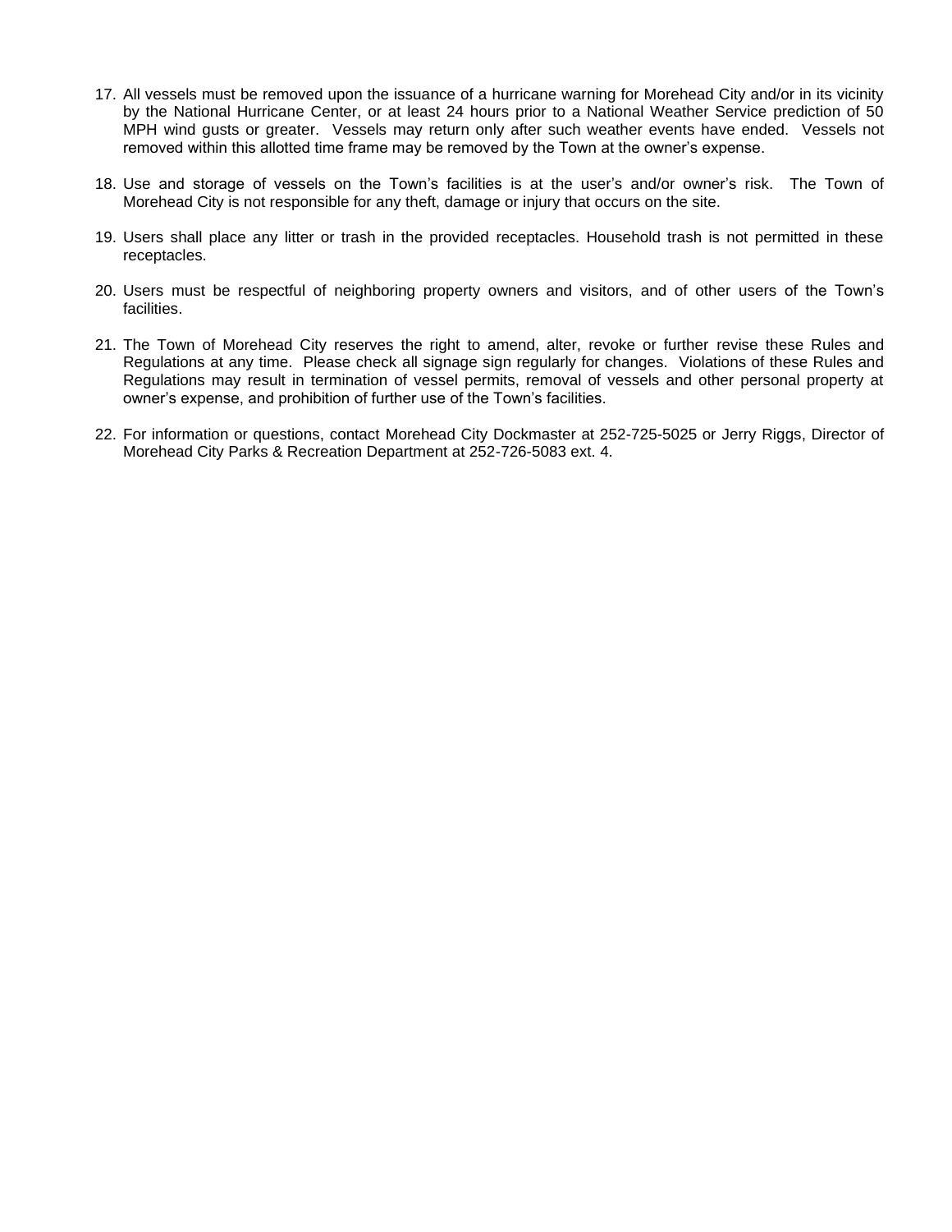17. All vessels must be removed upon the issuance of a hurricane warning for Morehead City and/or in its vicinity by the National Hurricane Center, or at least 24 hours prior to a National Weather Service prediction of 50 MPH wind gusts or greater. Vessels may return only after such weather events have ended. Vessels not removed within this allotted time frame may be removed by the Town at the owner's expense.

18. Use and storage of vessels on the Town's facilities is at the user's and/or owner's risk. The Town of Morehead City is not responsible for any theft, damage or injury that occurs on the site.

19. Users shall place any litter or trash in the provided receptacles. Household trash is not permitted in these receptacles.

20. Users must be respectful of neighboring property owners and visitors, and of other users of the Town's facilities.

21. The Town of Morehead City reserves the right to amend, alter, revoke or further revise these Rules and Regulations at any time. Please check all signage sign regularly for changes. Violations of these Rules and Regulations may result in termination of vessel permits, removal of vessels and other personal property at owner's expense, and prohibition of further use of the Town's facilities.

22. For information or questions, contact Morehead City Dockmaster at 252-725-5025 or Jerry Riggs, Director of Morehead City Parks & Recreation Department at 252-726-5083 ext. 4.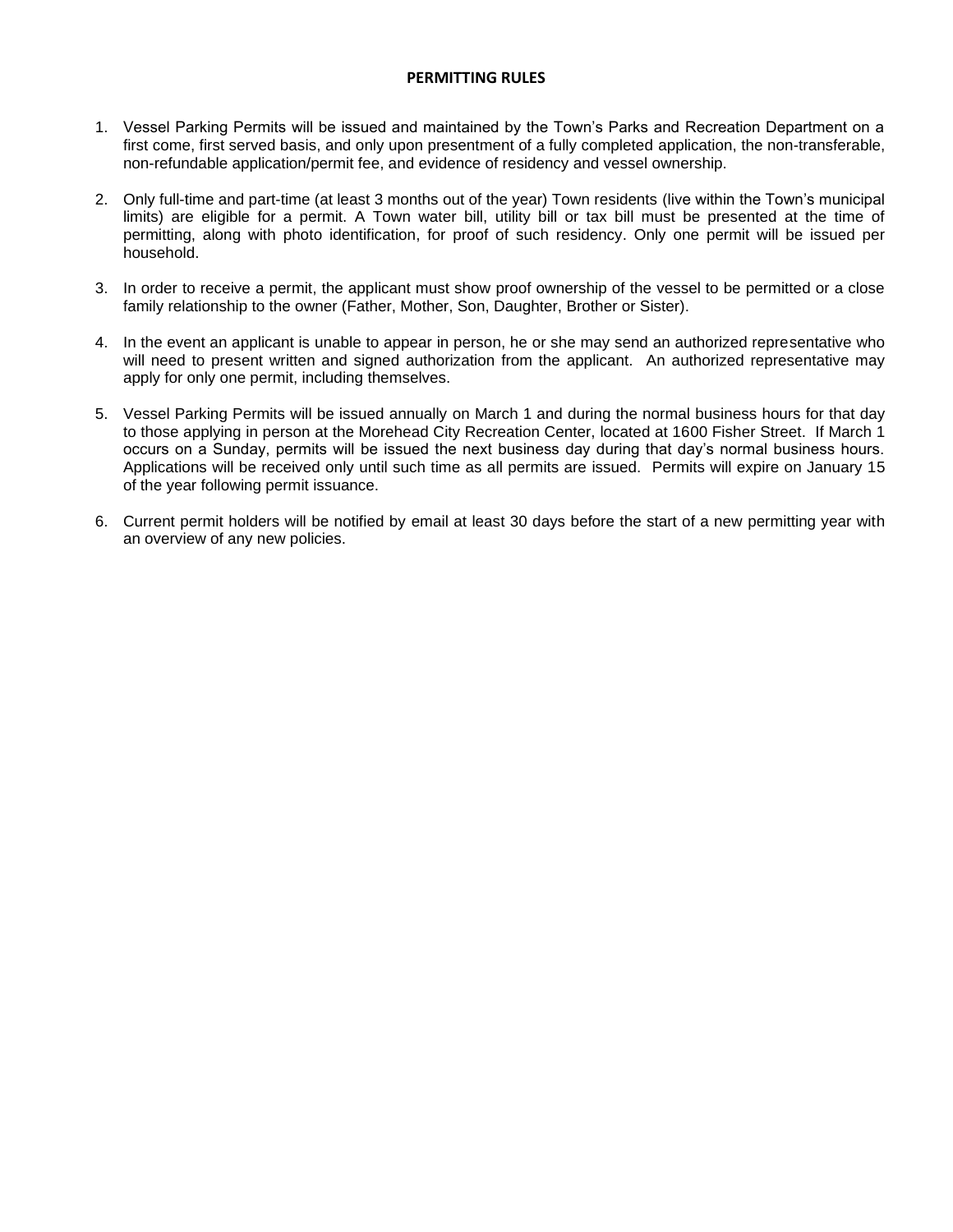**PERMITTING RULES**

1. Vessel Parking Permits will be issued and maintained by the Town's Parks and Recreation Department on a first come, first served basis, and only upon presentment of a fully completed application, the non-transferable, non-refundable application/permit fee, and evidence of residency and vessel ownership.

2. Only full-time and part-time (at least 3 months out of the year) Town residents (live within the Town's municipal limits) are eligible for a permit. A Town water bill, utility bill or tax bill must be presented at the time of permitting, along with photo identification, for proof of such residency. Only one permit will be issued per household.

3. In order to receive a permit, the applicant must show proof ownership of the vessel to be permitted or a close family relationship to the owner (Father, Mother, Son, Daughter, Brother or Sister).

4. In the event an applicant is unable to appear in person, he or she may send an authorized representative who will need to present written and signed authorization from the applicant. An authorized representative may apply for only one permit, including themselves.

5. Vessel Parking Permits will be issued annually on March 1 and during the normal business hours for that day to those applying in person at the Morehead City Recreation Center, located at 1600 Fisher Street. If March 1 occurs on a Sunday, permits will be issued the next business day during that day's normal business hours. Applications will be received only until such time as all permits are issued. Permits will expire on January 15 of the year following permit issuance.

6. Current permit holders will be notified by email at least 30 days before the start of a new permitting year with an overview of any new policies.